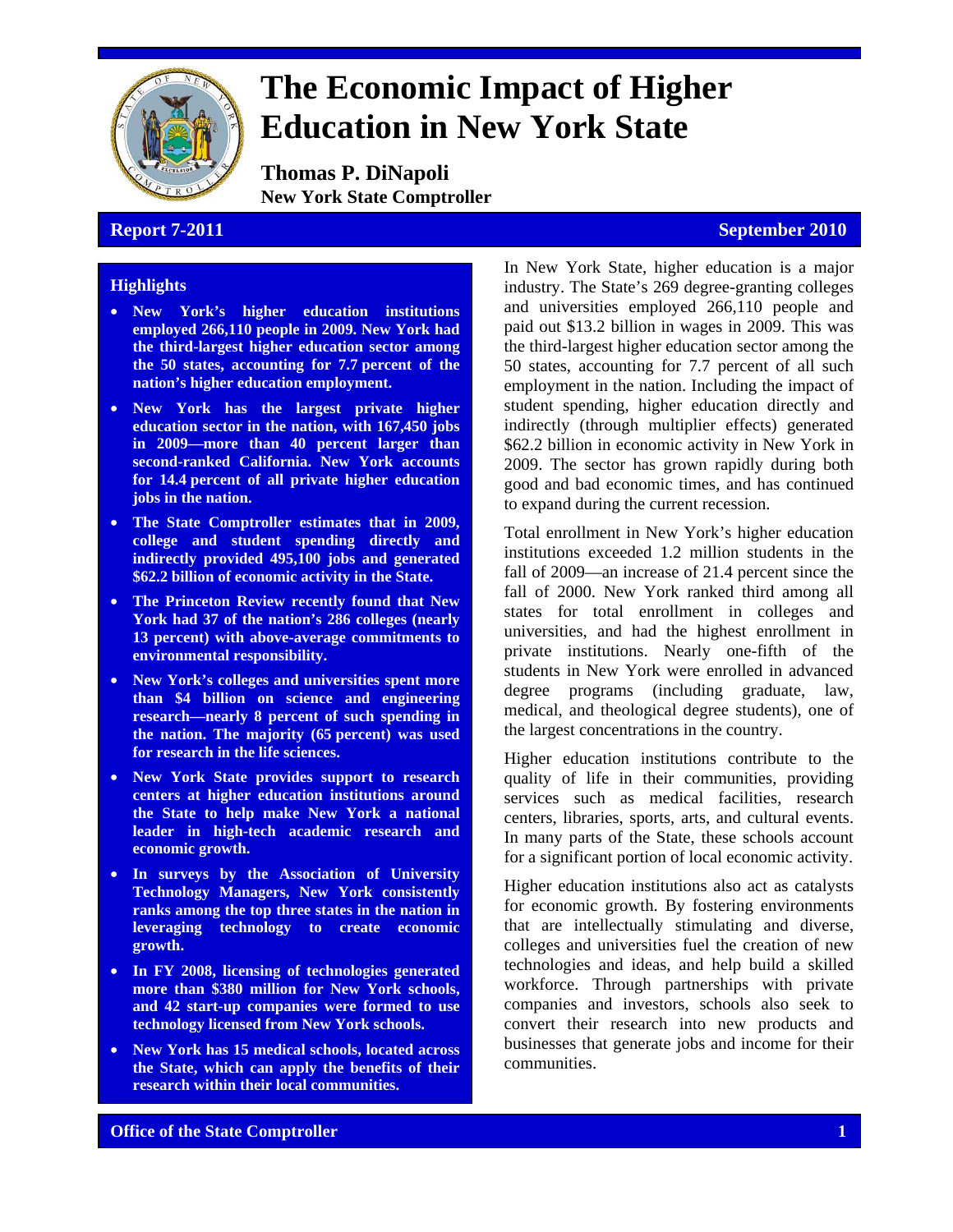# The Economic Impact of Higher Education in New York State

**Thomas P. DiNapoli**
**New York State Comptroller**

**Report 7-2011** **September 2010**

## Highlights

- **New York's higher education institutions employed 266,110 people in 2009. New York had the third-largest higher education sector among the 50 states, accounting for 7.7 percent of the nation's higher education employment.**
- **New York has the largest private higher education sector in the nation, with 167,450 jobs in 2009—more than 40 percent larger than second-ranked California. New York accounts for 14.4 percent of all private higher education jobs in the nation.**
- **The State Comptroller estimates that in 2009, college and student spending directly and indirectly provided 495,100 jobs and generated $62.2 billion of economic activity in the State.**
- **The Princeton Review recently found that New York had 37 of the nation's 286 colleges (nearly 13 percent) with above-average commitments to environmental responsibility.**
- **New York's colleges and universities spent more than $4 billion on science and engineering research—nearly 8 percent of such spending in the nation. The majority (65 percent) was used for research in the life sciences.**
- **New York State provides support to research centers at higher education institutions around the State to help make New York a national leader in high-tech academic research and economic growth.**
- **In surveys by the Association of University Technology Managers, New York consistently ranks among the top three states in the nation in leveraging technology to create economic growth.**
- **In FY 2008, licensing of technologies generated more than $380 million for New York schools, and 42 start-up companies were formed to use technology licensed from New York schools.**
- **New York has 15 medical schools, located across the State, which can apply the benefits of their research within their local communities.**

In New York State, higher education is a major industry. The State's 269 degree-granting colleges and universities employed 266,110 people and paid out $13.2 billion in wages in 2009. This was the third-largest higher education sector among the 50 states, accounting for 7.7 percent of all such employment in the nation. Including the impact of student spending, higher education directly and indirectly (through multiplier effects) generated $62.2 billion in economic activity in New York in 2009. The sector has grown rapidly during both good and bad economic times, and has continued to expand during the current recession.

Total enrollment in New York's higher education institutions exceeded 1.2 million students in the fall of 2009—an increase of 21.4 percent since the fall of 2000. New York ranked third among all states for total enrollment in colleges and universities, and had the highest enrollment in private institutions. Nearly one-fifth of the students in New York were enrolled in advanced degree programs (including graduate, law, medical, and theological degree students), one of the largest concentrations in the country.

Higher education institutions contribute to the quality of life in their communities, providing services such as medical facilities, research centers, libraries, sports, arts, and cultural events. In many parts of the State, these schools account for a significant portion of local economic activity.

Higher education institutions also act as catalysts for economic growth. By fostering environments that are intellectually stimulating and diverse, colleges and universities fuel the creation of new technologies and ideas, and help build a skilled workforce. Through partnerships with private companies and investors, schools also seek to convert their research into new products and businesses that generate jobs and income for their communities.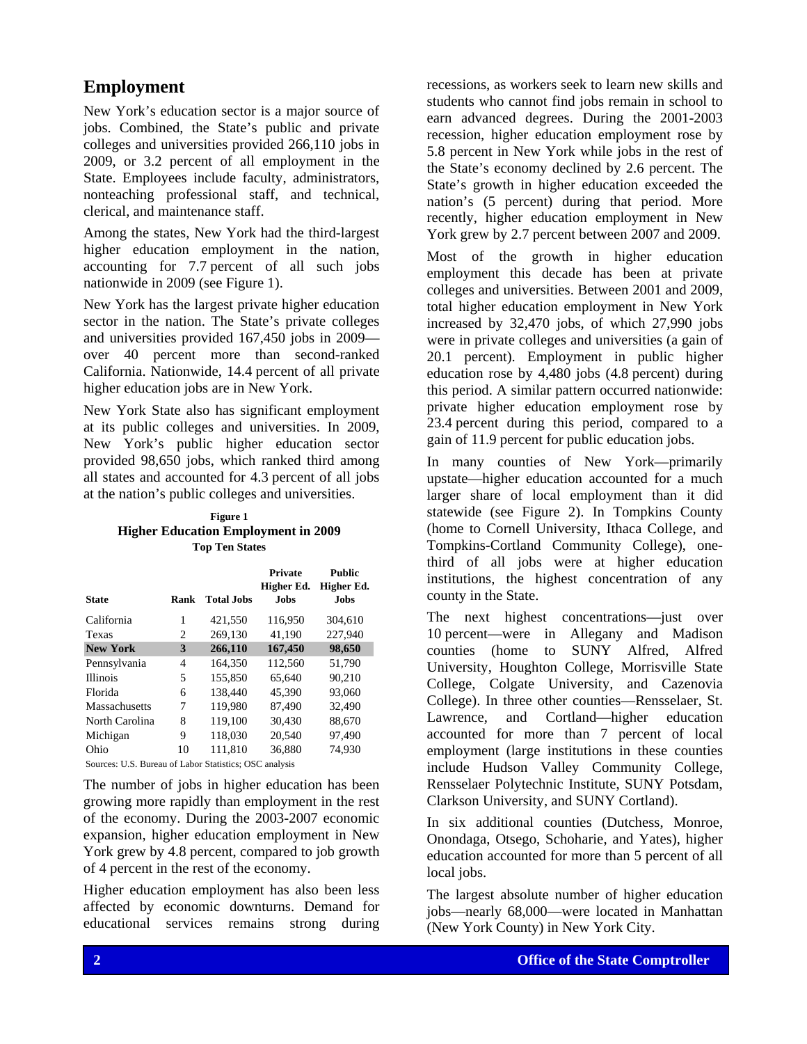## Employment

New York's education sector is a major source of jobs. Combined, the State's public and private colleges and universities provided 266,110 jobs in 2009, or 3.2 percent of all employment in the State. Employees include faculty, administrators, nonteaching professional staff, and technical, clerical, and maintenance staff.

Among the states, New York had the third-largest higher education employment in the nation, accounting for 7.7 percent of all such jobs nationwide in 2009 (see Figure 1).

New York has the largest private higher education sector in the nation. The State's private colleges and universities provided 167,450 jobs in 2009—over 40 percent more than second-ranked California. Nationwide, 14.4 percent of all private higher education jobs are in New York.

New York State also has significant employment at its public colleges and universities. In 2009, New York's public higher education sector provided 98,650 jobs, which ranked third among all states and accounted for 4.3 percent of all jobs at the nation's public colleges and universities.

**Figure 1**
**Higher Education Employment in 2009**
**Top Ten States**

| State | Rank | Total Jobs | Private Higher Ed. Jobs | Public Higher Ed. Jobs |
|---|---|---|---|---|
| California | 1 | 421,550 | 116,950 | 304,610 |
| Texas | 2 | 269,130 | 41,190 | 227,940 |
| **New York** | **3** | **266,110** | **167,450** | **98,650** |
| Pennsylvania | 4 | 164,350 | 112,560 | 51,790 |
| Illinois | 5 | 155,850 | 65,640 | 90,210 |
| Florida | 6 | 138,440 | 45,390 | 93,060 |
| Massachusetts | 7 | 119,980 | 87,490 | 32,490 |
| North Carolina | 8 | 119,100 | 30,430 | 88,670 |
| Michigan | 9 | 118,030 | 20,540 | 97,490 |
| Ohio | 10 | 111,810 | 36,880 | 74,930 |

Sources: U.S. Bureau of Labor Statistics; OSC analysis

The number of jobs in higher education has been growing more rapidly than employment in the rest of the economy. During the 2003-2007 economic expansion, higher education employment in New York grew by 4.8 percent, compared to job growth of 4 percent in the rest of the economy.

Higher education employment has also been less affected by economic downturns. Demand for educational services remains strong during recessions, as workers seek to learn new skills and students who cannot find jobs remain in school to earn advanced degrees. During the 2001-2003 recession, higher education employment rose by 5.8 percent in New York while jobs in the rest of the State's economy declined by 2.6 percent. The State's growth in higher education exceeded the nation's (5 percent) during that period. More recently, higher education employment in New York grew by 2.7 percent between 2007 and 2009.

Most of the growth in higher education employment this decade has been at private colleges and universities. Between 2001 and 2009, total higher education employment in New York increased by 32,470 jobs, of which 27,990 jobs were in private colleges and universities (a gain of 20.1 percent). Employment in public higher education rose by 4,480 jobs (4.8 percent) during this period. A similar pattern occurred nationwide: private higher education employment rose by 23.4 percent during this period, compared to a gain of 11.9 percent for public education jobs.

In many counties of New York—primarily upstate—higher education accounted for a much larger share of local employment than it did statewide (see Figure 2). In Tompkins County (home to Cornell University, Ithaca College, and Tompkins-Cortland Community College), one-third of all jobs were at higher education institutions, the highest concentration of any county in the State.

The next highest concentrations—just over 10 percent—were in Allegany and Madison counties (home to SUNY Alfred, Alfred University, Houghton College, Morrisville State College, Colgate University, and Cazenovia College). In three other counties—Rensselaer, St. Lawrence, and Cortland—higher education accounted for more than 7 percent of local employment (large institutions in these counties include Hudson Valley Community College, Rensselaer Polytechnic Institute, SUNY Potsdam, Clarkson University, and SUNY Cortland).

In six additional counties (Dutchess, Monroe, Onondaga, Otsego, Schoharie, and Yates), higher education accounted for more than 5 percent of all local jobs.

The largest absolute number of higher education jobs—nearly 68,000—were located in Manhattan (New York County) in New York City.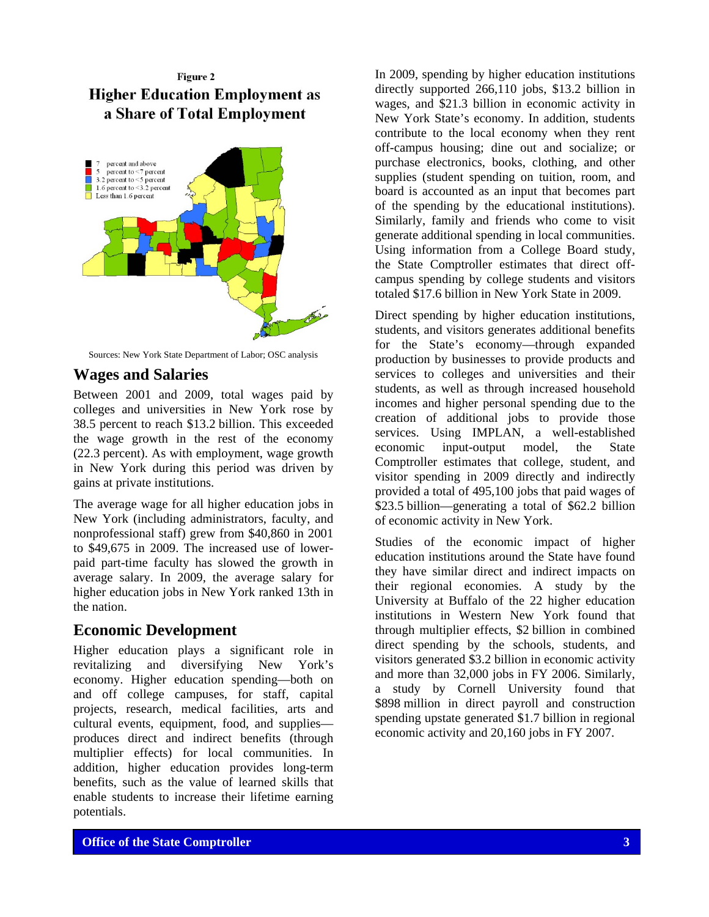**Figure 2**

**Higher Education Employment as a Share of Total Employment**

- 7 percent and above
- 5 percent to <7 percent
- 3.2 percent to <5 percent
- 1.6 percent to <3.2 percent
- Less than 1.6 percent

Sources: New York State Department of Labor; OSC analysis

## Wages and Salaries

Between 2001 and 2009, total wages paid by colleges and universities in New York rose by 38.5 percent to reach $13.2 billion. This exceeded the wage growth in the rest of the economy (22.3 percent). As with employment, wage growth in New York during this period was driven by gains at private institutions.

The average wage for all higher education jobs in New York (including administrators, faculty, and nonprofessional staff) grew from $40,860 in 2001 to $49,675 in 2009. The increased use of lower-paid part-time faculty has slowed the growth in average salary. In 2009, the average salary for higher education jobs in New York ranked 13th in the nation.

## Economic Development

Higher education plays a significant role in revitalizing and diversifying New York's economy. Higher education spending—both on and off college campuses, for staff, capital projects, research, medical facilities, arts and cultural events, equipment, food, and supplies—produces direct and indirect benefits (through multiplier effects) for local communities. In addition, higher education provides long-term benefits, such as the value of learned skills that enable students to increase their lifetime earning potentials.

In 2009, spending by higher education institutions directly supported 266,110 jobs, $13.2 billion in wages, and $21.3 billion in economic activity in New York State's economy. In addition, students contribute to the local economy when they rent off-campus housing; dine out and socialize; or purchase electronics, books, clothing, and other supplies (student spending on tuition, room, and board is accounted as an input that becomes part of the spending by the educational institutions). Similarly, family and friends who come to visit generate additional spending in local communities. Using information from a College Board study, the State Comptroller estimates that direct off-campus spending by college students and visitors totaled $17.6 billion in New York State in 2009.

Direct spending by higher education institutions, students, and visitors generates additional benefits for the State's economy—through expanded production by businesses to provide products and services to colleges and universities and their students, as well as through increased household incomes and higher personal spending due to the creation of additional jobs to provide those services. Using IMPLAN, a well-established economic input-output model, the State Comptroller estimates that college, student, and visitor spending in 2009 directly and indirectly provided a total of 495,100 jobs that paid wages of $23.5 billion—generating a total of $62.2 billion of economic activity in New York.

Studies of the economic impact of higher education institutions around the State have found they have similar direct and indirect impacts on their regional economies. A study by the University at Buffalo of the 22 higher education institutions in Western New York found that through multiplier effects, $2 billion in combined direct spending by the schools, students, and visitors generated $3.2 billion in economic activity and more than 32,000 jobs in FY 2006. Similarly, a study by Cornell University found that $898 million in direct payroll and construction spending upstate generated $1.7 billion in regional economic activity and 20,160 jobs in FY 2007.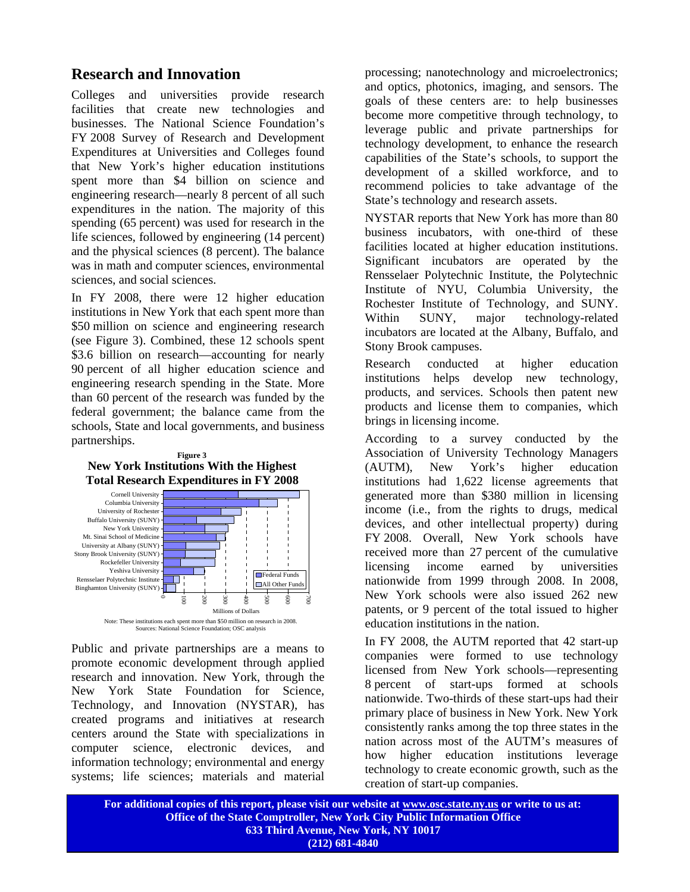## Research and Innovation

Colleges and universities provide research facilities that create new technologies and businesses. The National Science Foundation's FY 2008 Survey of Research and Development Expenditures at Universities and Colleges found that New York's higher education institutions spent more than $4 billion on science and engineering research—nearly 8 percent of all such expenditures in the nation. The majority of this spending (65 percent) was used for research in the life sciences, followed by engineering (14 percent) and the physical sciences (8 percent). The balance was in math and computer sciences, environmental sciences, and social sciences.

In FY 2008, there were 12 higher education institutions in New York that each spent more than $50 million on science and engineering research (see Figure 3). Combined, these 12 schools spent $3.6 billion on research—accounting for nearly 90 percent of all higher education science and engineering research spending in the State. More than 60 percent of the research was funded by the federal government; the balance came from the schools, State and local governments, and business partnerships.

**Figure 3**
**New York Institutions With the Highest Total Research Expenditures in FY 2008**

Cornell University
Columbia University
University of Rochester
Buffalo University (SUNY)
New York University
Mt. Sinai School of Medicine
University at Albany (SUNY)
Stony Brook University (SUNY)
Rockefeller University
Yeshiva University
Rensselaer Polytechnic Institute
Binghamton University (SUNY)

0 100 200 300 400 500 600 700
Millions of Dollars

Federal Funds
All Other Funds

Note: These institutions each spent more than $50 million on research in 2008.
Sources: National Science Foundation; OSC analysis

Public and private partnerships are a means to promote economic development through applied research and innovation. New York, through the New York State Foundation for Science, Technology, and Innovation (NYSTAR), has created programs and initiatives at research centers around the State with specializations in computer science, electronic devices, and information technology; environmental and energy systems; life sciences; materials and material processing; nanotechnology and microelectronics; and optics, photonics, imaging, and sensors. The goals of these centers are: to help businesses become more competitive through technology, to leverage public and private partnerships for technology development, to enhance the research capabilities of the State's schools, to support the development of a skilled workforce, and to recommend policies to take advantage of the State's technology and research assets.

NYSTAR reports that New York has more than 80 business incubators, with one-third of these facilities located at higher education institutions. Significant incubators are operated by the Rensselaer Polytechnic Institute, the Polytechnic Institute of NYU, Columbia University, the Rochester Institute of Technology, and SUNY. Within SUNY, major technology-related incubators are located at the Albany, Buffalo, and Stony Brook campuses.

Research conducted at higher education institutions helps develop new technology, products, and services. Schools then patent new products and license them to companies, which brings in licensing income.

According to a survey conducted by the Association of University Technology Managers (AUTM), New York's higher education institutions had 1,622 license agreements that generated more than $380 million in licensing income (i.e., from the rights to drugs, medical devices, and other intellectual property) during FY 2008. Overall, New York schools have received more than 27 percent of the cumulative licensing income earned by universities nationwide from 1999 through 2008. In 2008, New York schools were also issued 262 new patents, or 9 percent of the total issued to higher education institutions in the nation.

In FY 2008, the AUTM reported that 42 start-up companies were formed to use technology licensed from New York schools—representing 8 percent of start-ups formed at schools nationwide. Two-thirds of these start-ups had their primary place of business in New York. New York consistently ranks among the top three states in the nation across most of the AUTM's measures of how higher education institutions leverage technology to create economic growth, such as the creation of start-up companies.

**For additional copies of this report, please visit our website at www.osc.state.ny.us or write to us at:**
**Office of the State Comptroller, New York City Public Information Office**
**633 Third Avenue, New York, NY 10017**
**(212) 681-4840**